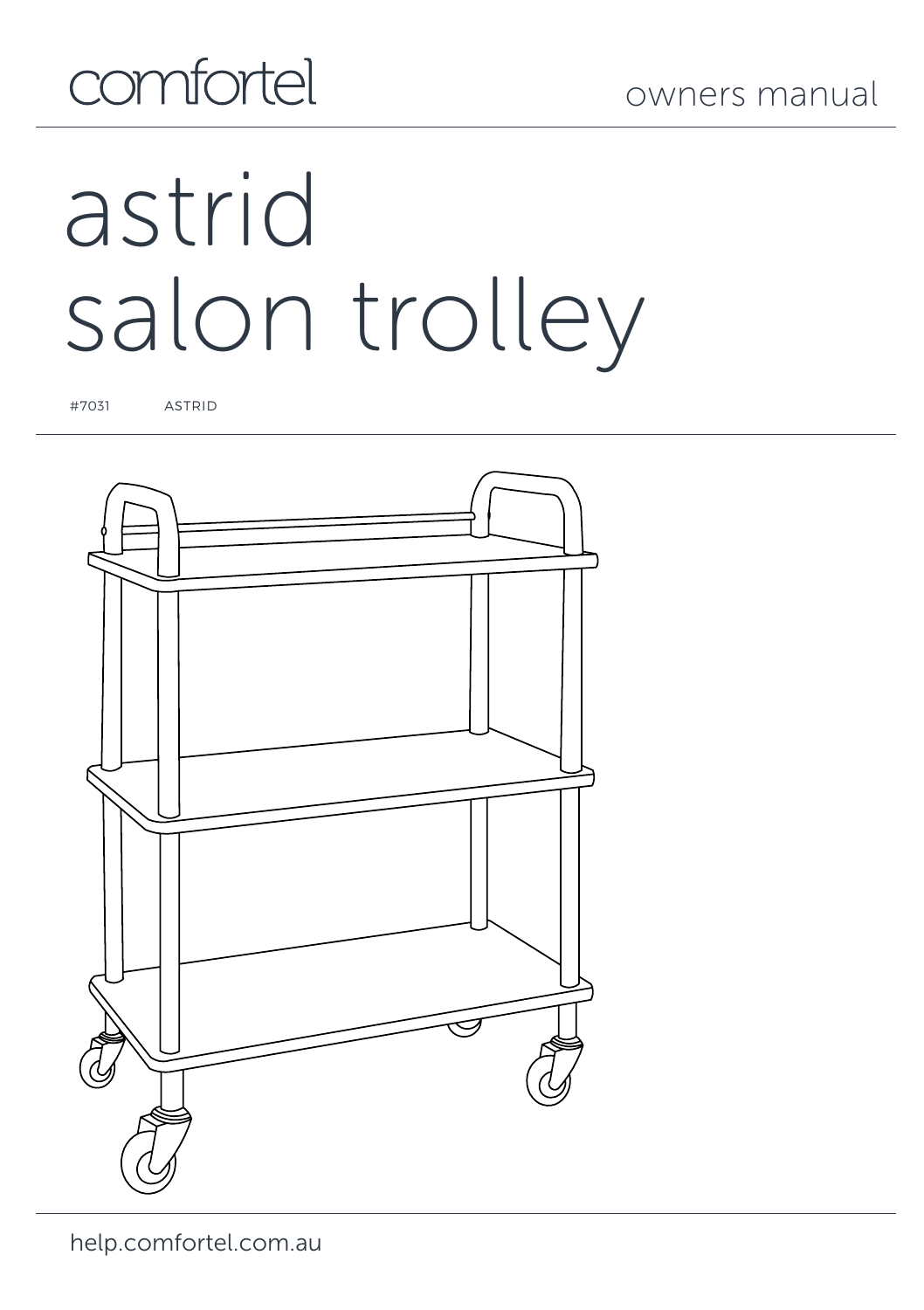comfortel

owners manual

# astrid salon trolley

#7031 ASTRID

help.comfortel.com.au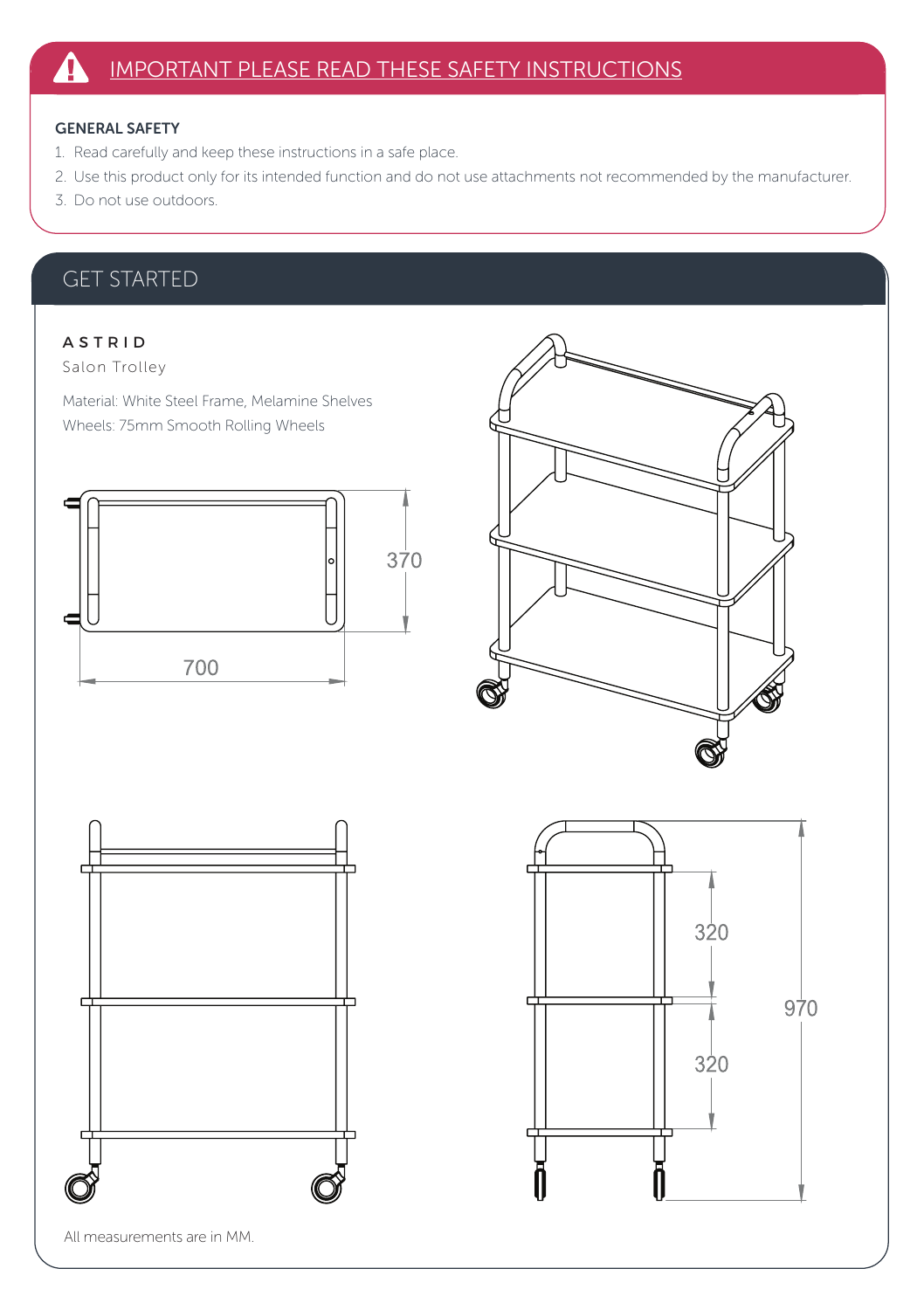## IMPORTANT PLEASE READ THESE SAFETY INSTRUCTIONS

**GENERAL SAFETY**

1. Read carefully and keep these instructions in a safe place.
2. Use this product only for its intended function and do not use attachments not recommended by the manufacturer.
3. Do not use outdoors.

## GET STARTED

**ASTRID**

Salon Trolley

Material: White Steel Frame, Melamine Shelves

Wheels: 75mm Smooth Rolling Wheels

370

700

320

320

970

All measurements are in MM.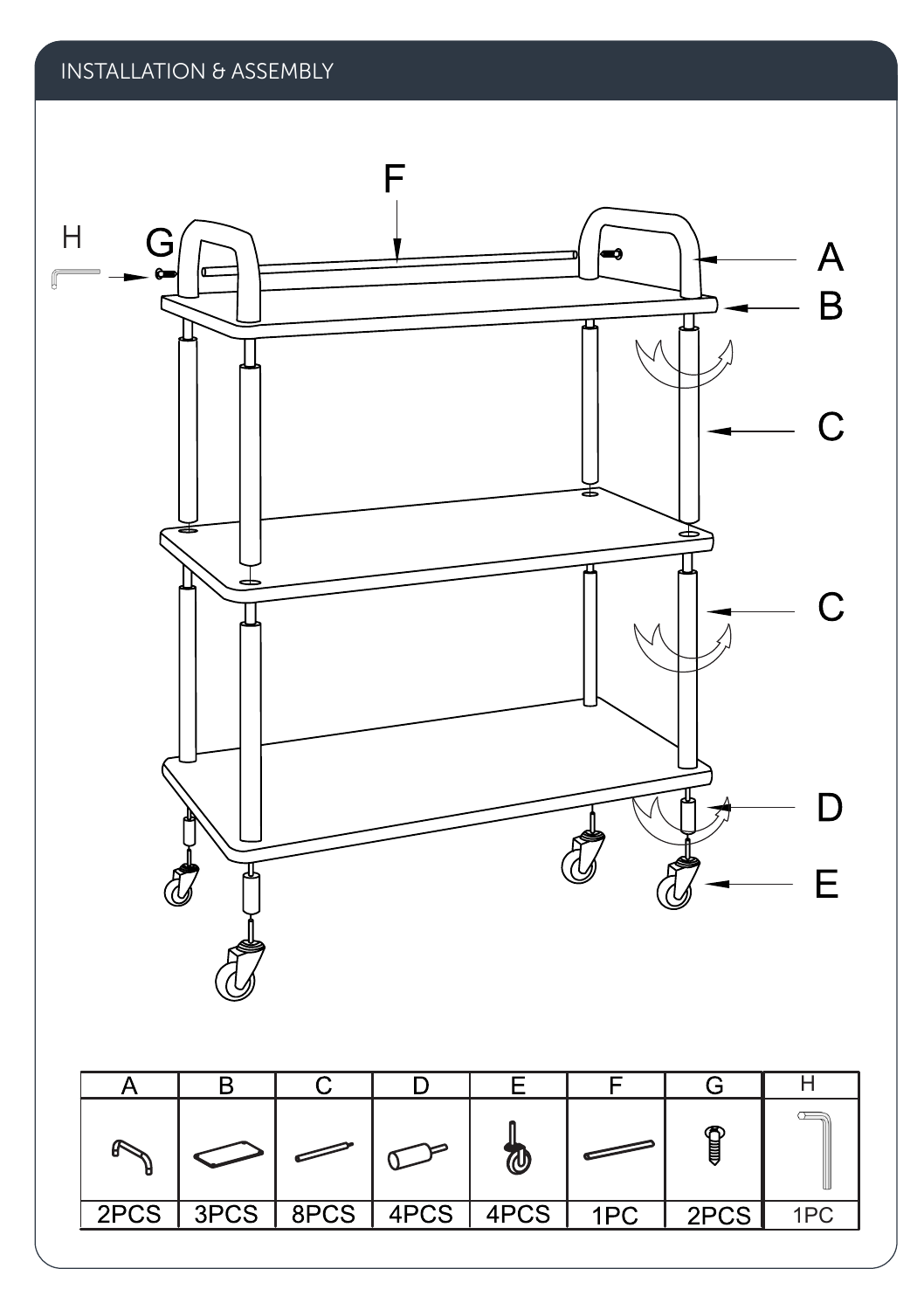## INSTALLATION & ASSEMBLY

| A | B | C | D | E | F | G | H |
|---|---|---|---|---|---|---|---|
| | | | | | | | |
| 2PCS | 3PCS | 8PCS | 4PCS | 4PCS | 1PC | 2PCS | 1PC |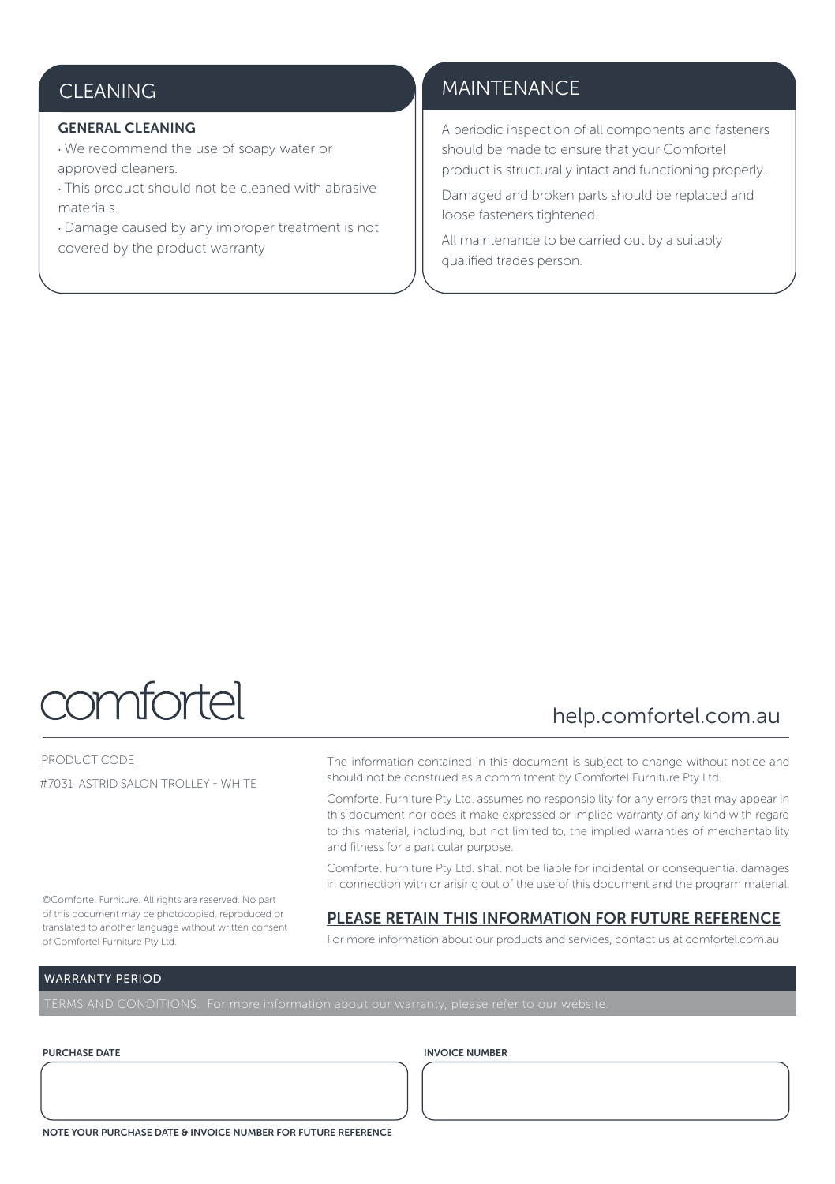## CLEANING

### GENERAL CLEANING

- We recommend the use of soapy water or approved cleaners.
- This product should not be cleaned with abrasive materials.
- Damage caused by any improper treatment is not covered by the product warranty

## MAINTENANCE

A periodic inspection of all components and fasteners should be made to ensure that your Comfortel product is structurally intact and functioning properly.

Damaged and broken parts should be replaced and loose fasteners tightened.

All maintenance to be carried out by a suitably qualified trades person.

# comfortel

help.comfortel.com.au

PRODUCT CODE

#7031 ASTRID SALON TROLLEY - WHITE

The information contained in this document is subject to change without notice and should not be construed as a commitment by Comfortel Furniture Pty Ltd.

Comfortel Furniture Pty Ltd. assumes no responsibility for any errors that may appear in this document nor does it make expressed or implied warranty of any kind with regard to this material, including, but not limited to, the implied warranties of merchantability and fitness for a particular purpose.

Comfortel Furniture Pty Ltd. shall not be liable for incidental or consequential damages in connection with or arising out of the use of this document and the program material.

©Comfortel Furniture. All rights are reserved. No part of this document may be photocopied, reproduced or translated to another language without written consent of Comfortel Furniture Pty Ltd.

**PLEASE RETAIN THIS INFORMATION FOR FUTURE REFERENCE**

For more information about our products and services, contact us at comfortel.com.au

### WARRANTY PERIOD

TERMS AND CONDITIONS. For more information about our warranty, please refer to our website.

| PURCHASE DATE | INVOICE NUMBER |
| --- | --- |
| | |

NOTE YOUR PURCHASE DATE & INVOICE NUMBER FOR FUTURE REFERENCE